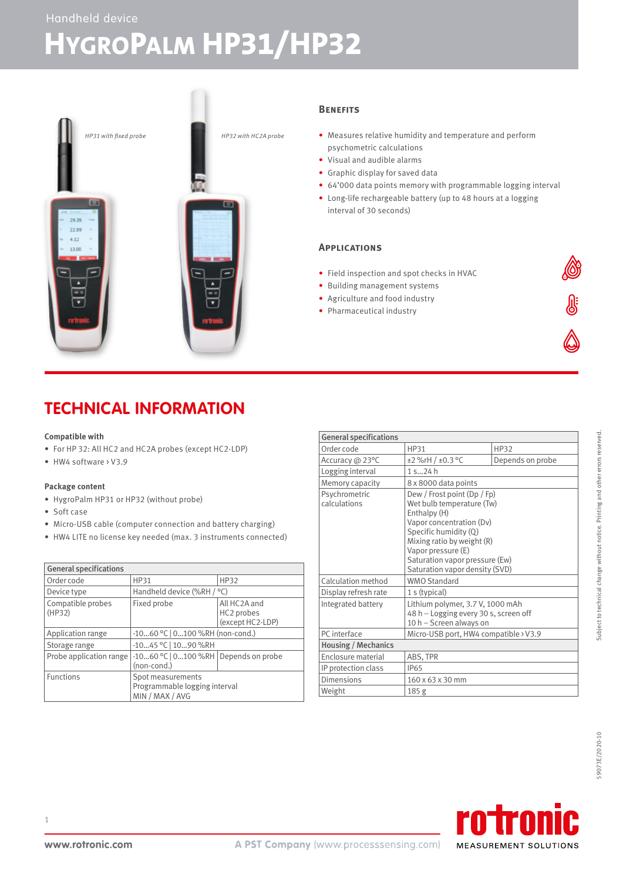Handheld device

# HygroPalm HP31/HP32

*HP31 with fixed probe*

*HP32 with HC2A probe*

## Benefits

- Measures relative humidity and temperature and perform psychometric calculations
- Visual and audible alarms
- Graphic display for saved data
- 64'000 data points memory with programmable logging interval
- Long-life rechargeable battery (up to 48 hours at a logging interval of 30 seconds)

## Applications

- Field inspection and spot checks in HVAC
- Building management systems
- Agriculture and food industry
- Pharmaceutical industry

## TECHNICAL INFORMATION

**Compatible with**

- For HP 32: All HC2 and HC2A probes (except HC2-LDP)
- HW4 software › V3.9

**Package content**

- HygroPalm HP31 or HP32 (without probe)
- Soft case
- Micro-USB cable (computer connection and battery charging)
- HW4 LITE no license key needed (max. 3 instruments connected)

| General specifications | | |
|---|---|---|
| Order code | HP31 | HP32 |
| Device type | Handheld device (%RH / °C) | |
| Compatible probes (HP32) | Fixed probe | All HC2A and HC2 probes (except HC2-LDP) |
| Application range | -10…60 °C \| 0…100 %RH (non-cond.) | |
| Storage range | -10…45 °C \| 10…90 %RH | |
| Probe application range | -10…60 °C \| 0…100 %RH (non-cond.) | Depends on probe |
| Functions | Spot measurements<br>Programmable logging interval<br>MIN / MAX / AVG | |

| General specifications | | |
|---|---|---|
| Order code | HP31 | HP32 |
| Accuracy @ 23°C | ±2 %rH / ±0.3 °C | Depends on probe |
| Logging interval | 1 s…24 h | |
| Memory capacity | 8 x 8000 data points | |
| Psychrometric calculations | Dew / Frost point (Dp / Fp)<br>Wet bulb temperature (Tw)<br>Enthalpy (H)<br>Vapor concentration (Dv)<br>Specific humidity (Q)<br>Mixing ratio by weight (R)<br>Vapor pressure (E)<br>Saturation vapor pressure (Ew)<br>Saturation vapor density (SVD) | |
| Calculation method | WMO Standard | |
| Display refresh rate | 1 s (typical) | |
| Integrated battery | Lithium polymer, 3.7 V, 1000 mAh<br>48 h – Logging every 30 s, screen off<br>10 h – Screen always on | |
| PC interface | Micro-USB port, HW4 compatible › V3.9 | |
| **Housing / Mechanics** | | |
| Enclosure material | ABS, TPR | |
| IP protection class | IP65 | |
| Dimensions | 160 x 63 x 30 mm | |
| Weight | 185 g | |

Subject to technical change without notice. Printing and other errors reserved.

59073E/2020-10

www.rotronic.com   A PST Company (www.processsensing.com)   rotronic MEASUREMENT SOLUTIONS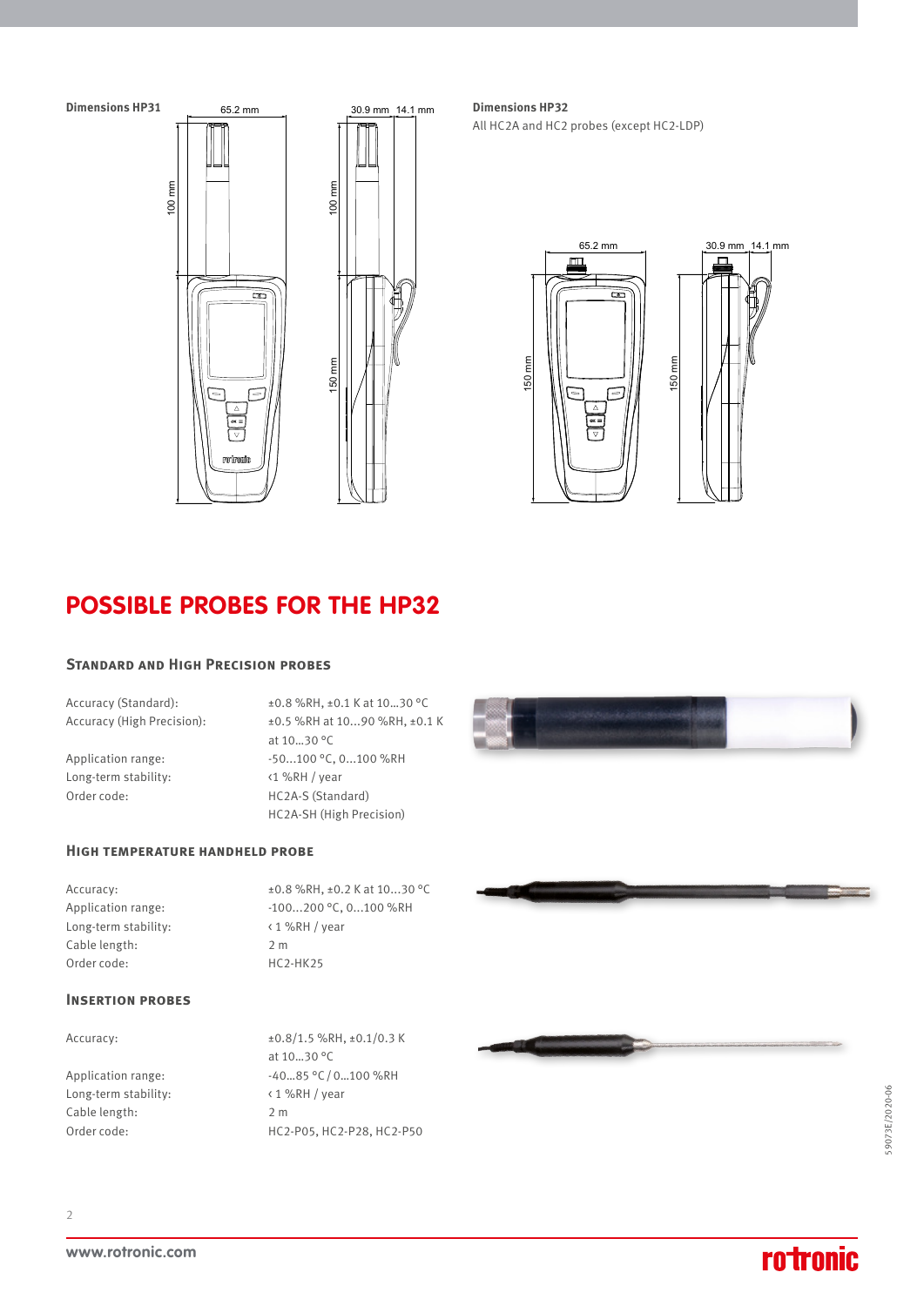**Dimensions HP31**

65.2 mm

30.9 mm 14.1 mm

100 mm

100 mm

150 mm

**Dimensions HP32**

All HC2A and HC2 probes (except HC2-LDP)

65.2 mm

30.9 mm 14.1 mm

150 mm

150 mm

# POSSIBLE PROBES FOR THE HP32

## Standard and High Precision Probes

| | |
|---|---|
| Accuracy (Standard): | ±0.8 %RH, ±0.1 K at 10...30 °C |
| Accuracy (High Precision): | ±0.5 %RH at 10...90 %RH, ±0.1 K at 10...30 °C |
| Application range: | -50...100 °C, 0...100 %RH |
| Long-term stability: | ‹1 %RH / year |
| Order code: | HC2A-S (Standard)<br>HC2A-SH (High Precision) |

## High Temperature Handheld Probe

| | |
|---|---|
| Accuracy: | ±0.8 %RH, ±0.2 K at 10...30 °C |
| Application range: | -100...200 °C, 0...100 %RH |
| Long-term stability: | ‹ 1 %RH / year |
| Cable length: | 2 m |
| Order code: | HC2-HK25 |

## Insertion Probes

| | |
|---|---|
| Accuracy: | ±0.8/1.5 %RH, ±0.1/0.3 K at 10...30 °C |
| Application range: | -40...85 °C / 0...100 %RH |
| Long-term stability: | ‹ 1 %RH / year |
| Cable length: | 2 m |
| Order code: | HC2-P05, HC2-P28, HC2-P50 |

59073E/2020-06

www.rotronic.com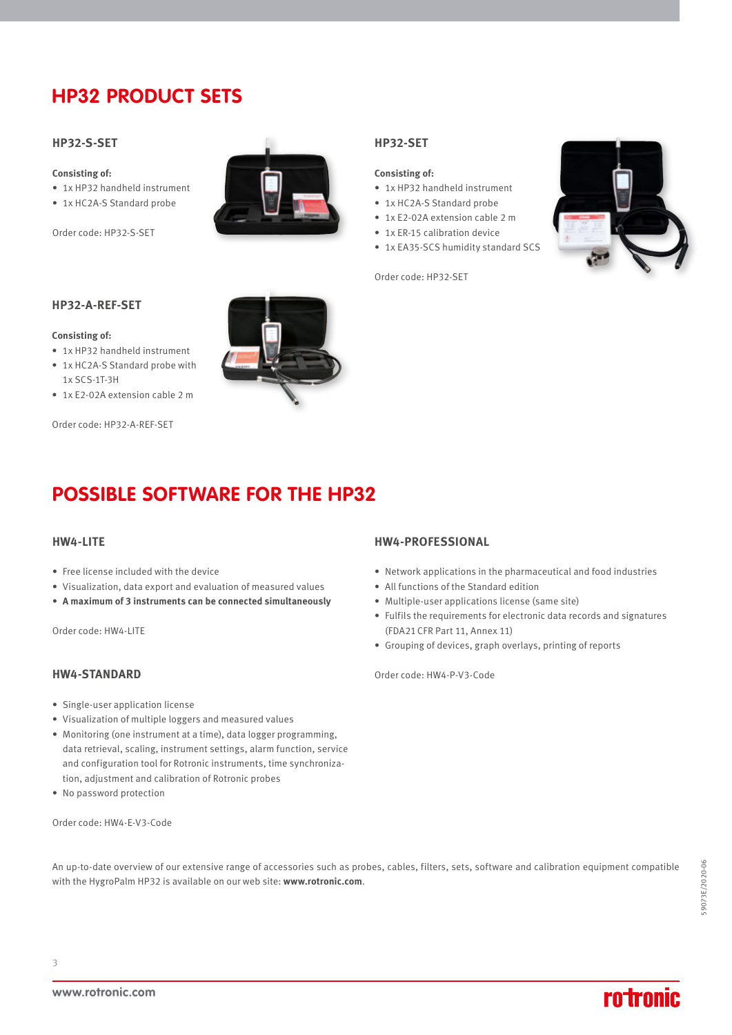# HP32 PRODUCT SETS

### HP32-S-SET

**Consisting of:**

- 1x HP32 handheld instrument
- 1x HC2A-S Standard probe

Order code: HP32-S-SET

### HP32-SET

**Consisting of:**

- 1x HP32 handheld instrument
- 1x HC2A-S Standard probe
- 1x E2-02A extension cable 2 m
- 1x ER-15 calibration device
- 1x EA35-SCS humidity standard SCS

Order code: HP32-SET

### HP32-A-REF-SET

**Consisting of:**

- 1x HP32 handheld instrument
- 1x HC2A-S Standard probe with 1x SCS-1T-3H
- 1x E2-02A extension cable 2 m

Order code: HP32-A-REF-SET

# POSSIBLE SOFTWARE FOR THE HP32

### HW4-LITE

- Free license included with the device
- Visualization, data export and evaluation of measured values
- **A maximum of 3 instruments can be connected simultaneously**

Order code: HW4-LITE

### HW4-STANDARD

- Single-user application license
- Visualization of multiple loggers and measured values
- Monitoring (one instrument at a time), data logger programming, data retrieval, scaling, instrument settings, alarm function, service and configuration tool for Rotronic instruments, time synchronization, adjustment and calibration of Rotronic probes
- No password protection

Order code: HW4-E-V3-Code

### HW4-PROFESSIONAL

- Network applications in the pharmaceutical and food industries
- All functions of the Standard edition
- Multiple-user applications license (same site)
- Fulfils the requirements for electronic data records and signatures (FDA21 CFR Part 11, Annex 11)
- Grouping of devices, graph overlays, printing of reports

Order code: HW4-P-V3-Code

An up-to-date overview of our extensive range of accessories such as probes, cables, filters, sets, software and calibration equipment compatible with the HygroPalm HP32 is available on our web site: **www.rotronic.com**.

59073E/2020-06